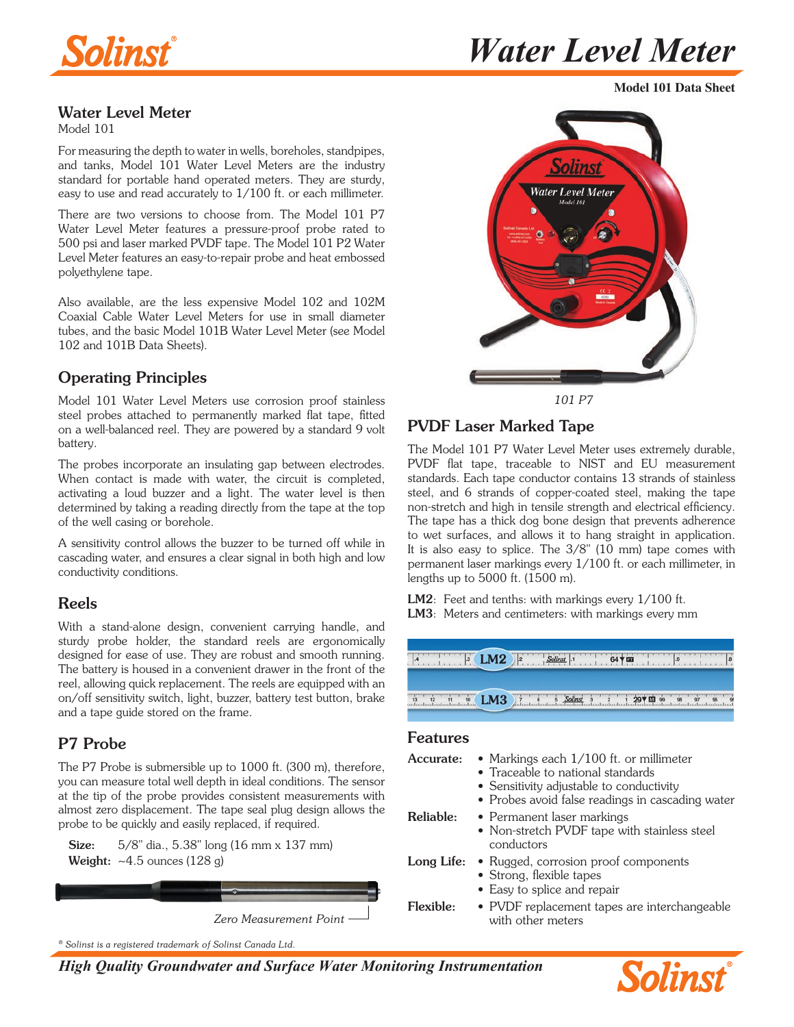# Water Level Meter

**Model 101 Data Sheet**

## Water Level Meter

Model 101

For measuring the depth to water in wells, boreholes, standpipes, and tanks, Model 101 Water Level Meters are the industry standard for portable hand operated meters. They are sturdy, easy to use and read accurately to 1/100 ft. or each millimeter.

There are two versions to choose from. The Model 101 P7 Water Level Meter features a pressure-proof probe rated to 500 psi and laser marked PVDF tape. The Model 101 P2 Water Level Meter features an easy-to-repair probe and heat embossed polyethylene tape.

Also available, are the less expensive Model 102 and 102M Coaxial Cable Water Level Meters for use in small diameter tubes, and the basic Model 101B Water Level Meter (see Model 102 and 101B Data Sheets).

## Operating Principles

Model 101 Water Level Meters use corrosion proof stainless steel probes attached to permanently marked flat tape, fitted on a well-balanced reel. They are powered by a standard 9 volt battery.

The probes incorporate an insulating gap between electrodes. When contact is made with water, the circuit is completed, activating a loud buzzer and a light. The water level is then determined by taking a reading directly from the tape at the top of the well casing or borehole.

A sensitivity control allows the buzzer to be turned off while in cascading water, and ensures a clear signal in both high and low conductivity conditions.

## Reels

With a stand-alone design, convenient carrying handle, and sturdy probe holder, the standard reels are ergonomically designed for ease of use. They are robust and smooth running. The battery is housed in a convenient drawer in the front of the reel, allowing quick replacement. The reels are equipped with an on/off sensitivity switch, light, buzzer, battery test button, brake and a tape guide stored on the frame.

## P7 Probe

The P7 Probe is submersible up to 1000 ft. (300 m), therefore, you can measure total well depth in ideal conditions. The sensor at the tip of the probe provides consistent measurements with almost zero displacement. The tape seal plug design allows the probe to be quickly and easily replaced, if required.

**Size:** 5/8" dia., 5.38" long (16 mm x 137 mm)
**Weight:** ~4.5 ounces (128 g)

*Zero Measurement Point*

*101 P7*

## PVDF Laser Marked Tape

The Model 101 P7 Water Level Meter uses extremely durable, PVDF flat tape, traceable to NIST and EU measurement standards. Each tape conductor contains 13 strands of stainless steel, and 6 strands of copper-coated steel, making the tape non-stretch and high in tensile strength and electrical efficiency. The tape has a thick dog bone design that prevents adherence to wet surfaces, and allows it to hang straight in application. It is also easy to splice. The 3/8" (10 mm) tape comes with permanent laser markings every 1/100 ft. or each millimeter, in lengths up to 5000 ft. (1500 m).

**LM2**: Feet and tenths: with markings every 1/100 ft.
**LM3**: Meters and centimeters: with markings every mm

## Features

**Accurate:**
- Markings each 1/100 ft. or millimeter
- Traceable to national standards
- Sensitivity adjustable to conductivity
- Probes avoid false readings in cascading water

**Reliable:**
- Permanent laser markings
- Non-stretch PVDF tape with stainless steel conductors

**Long Life:**
- Rugged, corrosion proof components
- Strong, flexible tapes
- Easy to splice and repair

**Flexible:**
- PVDF replacement tapes are interchangeable with other meters

® *Solinst is a registered trademark of Solinst Canada Ltd.*

*High Quality Groundwater and Surface Water Monitoring Instrumentation*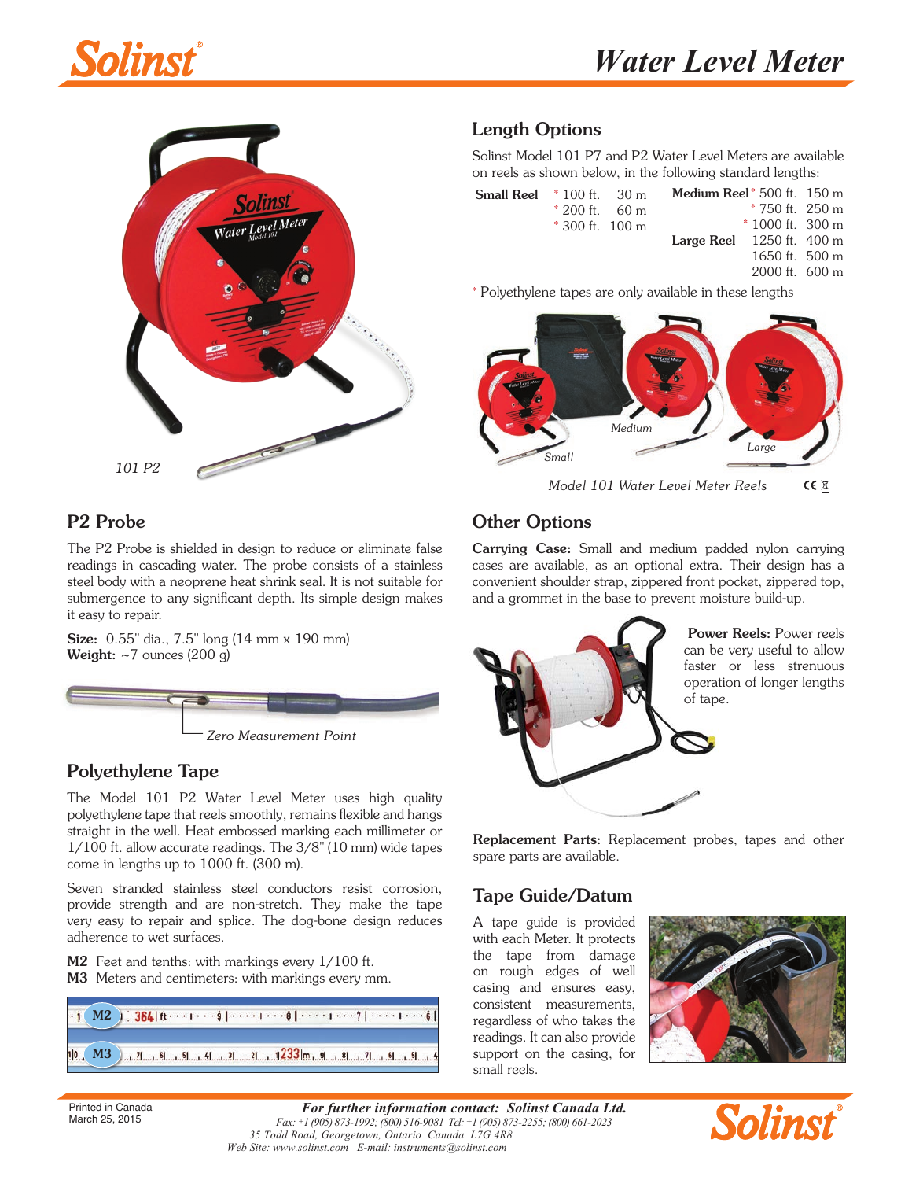# Water Level Meter

101 P2

## P2 Probe

The P2 Probe is shielded in design to reduce or eliminate false readings in cascading water. The probe consists of a stainless steel body with a neoprene heat shrink seal. It is not suitable for submergence to any significant depth. Its simple design makes it easy to repair.

**Size:** 0.55" dia., 7.5" long (14 mm x 190 mm)
**Weight:** ~7 ounces (200 g)

Zero Measurement Point

## Polyethylene Tape

The Model 101 P2 Water Level Meter uses high quality polyethylene tape that reels smoothly, remains flexible and hangs straight in the well. Heat embossed marking each millimeter or 1/100 ft. allow accurate readings. The 3/8" (10 mm) wide tapes come in lengths up to 1000 ft. (300 m).

Seven stranded stainless steel conductors resist corrosion, provide strength and are non-stretch. They make the tape very easy to repair and splice. The dog-bone design reduces adherence to wet surfaces.

**M2** Feet and tenths: with markings every 1/100 ft.
**M3** Meters and centimeters: with markings every mm.

## Length Options

Solinst Model 101 P7 and P2 Water Level Meters are available on reels as shown below, in the following standard lengths:

| | | | | | |
|---|---|---|---|---|---|
| **Small Reel** | * 100 ft. | 30 m | **Medium Reel** | * 500 ft. | 150 m |
| | * 200 ft. | 60 m | | * 750 ft. | 250 m |
| | * 300 ft. | 100 m | | * 1000 ft. | 300 m |
| | | | **Large Reel** | 1250 ft. | 400 m |
| | | | | 1650 ft. | 500 m |
| | | | | 2000 ft. | 600 m |

* Polyethylene tapes are only available in these lengths

Small    Medium    Large

*Model 101 Water Level Meter Reels*

## Other Options

**Carrying Case:** Small and medium padded nylon carrying cases are available, as an optional extra. Their design has a convenient shoulder strap, zippered front pocket, zippered top, and a grommet in the base to prevent moisture build-up.

**Power Reels:** Power reels can be very useful to allow faster or less strenuous operation of longer lengths of tape.

**Replacement Parts:** Replacement probes, tapes and other spare parts are available.

## Tape Guide/Datum

A tape guide is provided with each Meter. It protects the tape from damage on rough edges of well casing and ensures easy, consistent measurements, regardless of who takes the readings. It can also provide support on the casing, for small reels.

Printed in Canada
March 25, 2015

*For further information contact: Solinst Canada Ltd.*
*Fax: +1 (905) 873-1992; (800) 516-9081 Tel: +1 (905) 873-2255; (800) 661-2023*
*35 Todd Road, Georgetown, Ontario Canada L7G 4R8*
*Web Site: www.solinst.com E-mail: instruments@solinst.com*